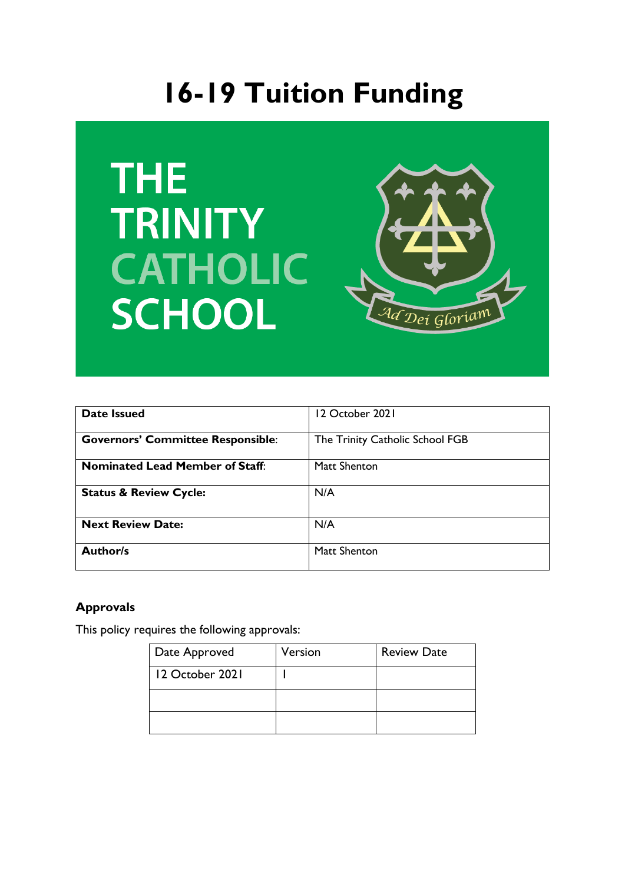# 16-19 Tuition Funding

THE TRINITY CATHOLIC SCHOOL

Ad Dei Gloriam

| **Date Issued** | 12 October 2021 |
|---|---|
| **Governors' Committee Responsible**: | The Trinity Catholic School FGB |
| **Nominated Lead Member of Staff**: | Matt Shenton |
| **Status & Review Cycle:** | N/A |
| **Next Review Date:** | N/A |
| **Author/s** | Matt Shenton |

### Approvals

This policy requires the following approvals:

| Date Approved | Version | Review Date |
|---|---|---|
| 12 October 2021 | 1 | |
| | | |
| | | |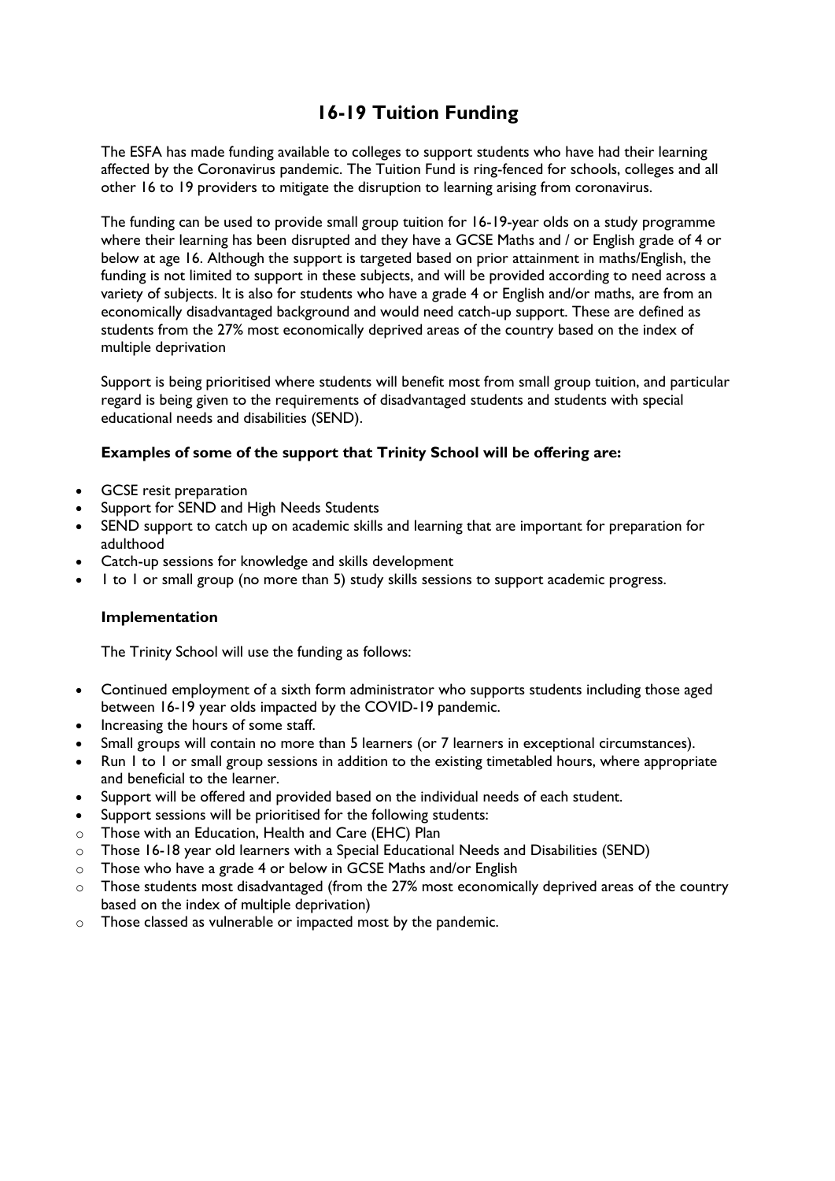# 16-19 Tuition Funding

The ESFA has made funding available to colleges to support students who have had their learning affected by the Coronavirus pandemic. The Tuition Fund is ring-fenced for schools, colleges and all other 16 to 19 providers to mitigate the disruption to learning arising from coronavirus.

The funding can be used to provide small group tuition for 16-19-year olds on a study programme where their learning has been disrupted and they have a GCSE Maths and / or English grade of 4 or below at age 16. Although the support is targeted based on prior attainment in maths/English, the funding is not limited to support in these subjects, and will be provided according to need across a variety of subjects. It is also for students who have a grade 4 or English and/or maths, are from an economically disadvantaged background and would need catch-up support. These are defined as students from the 27% most economically deprived areas of the country based on the index of multiple deprivation

Support is being prioritised where students will benefit most from small group tuition, and particular regard is being given to the requirements of disadvantaged students and students with special educational needs and disabilities (SEND).

**Examples of some of the support that Trinity School will be offering are:**

- GCSE resit preparation
- Support for SEND and High Needs Students
- SEND support to catch up on academic skills and learning that are important for preparation for adulthood
- Catch-up sessions for knowledge and skills development
- 1 to 1 or small group (no more than 5) study skills sessions to support academic progress.

**Implementation**

The Trinity School will use the funding as follows:

- Continued employment of a sixth form administrator who supports students including those aged between 16-19 year olds impacted by the COVID-19 pandemic.
- Increasing the hours of some staff.
- Small groups will contain no more than 5 learners (or 7 learners in exceptional circumstances).
- Run 1 to 1 or small group sessions in addition to the existing timetabled hours, where appropriate and beneficial to the learner.
- Support will be offered and provided based on the individual needs of each student.
- Support sessions will be prioritised for the following students:
  - Those with an Education, Health and Care (EHC) Plan
  - Those 16-18 year old learners with a Special Educational Needs and Disabilities (SEND)
  - Those who have a grade 4 or below in GCSE Maths and/or English
  - Those students most disadvantaged (from the 27% most economically deprived areas of the country based on the index of multiple deprivation)
  - Those classed as vulnerable or impacted most by the pandemic.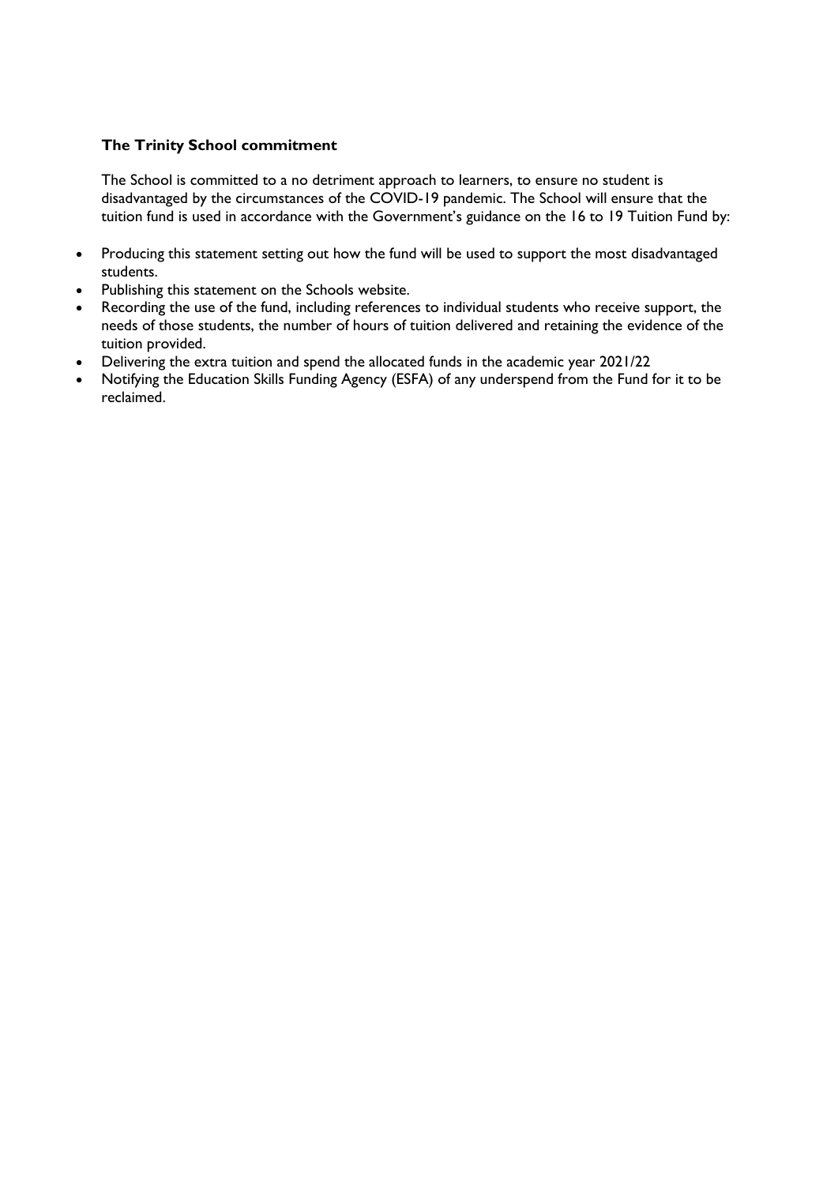**The Trinity School commitment**

The School is committed to a no detriment approach to learners, to ensure no student is disadvantaged by the circumstances of the COVID-19 pandemic. The School will ensure that the tuition fund is used in accordance with the Government's guidance on the 16 to 19 Tuition Fund by:

- Producing this statement setting out how the fund will be used to support the most disadvantaged students.
- Publishing this statement on the Schools website.
- Recording the use of the fund, including references to individual students who receive support, the needs of those students, the number of hours of tuition delivered and retaining the evidence of the tuition provided.
- Delivering the extra tuition and spend the allocated funds in the academic year 2021/22
- Notifying the Education Skills Funding Agency (ESFA) of any underspend from the Fund for it to be reclaimed.